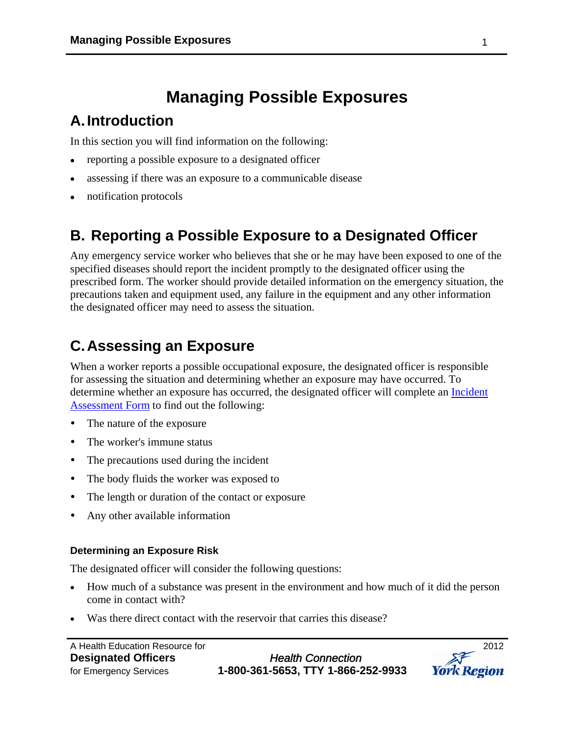# Managing Possible Exposures

## A. Introduction

In this section you will find information on the following:

- reporting a possible exposure to a designated officer
- assessing if there was an exposure to a communicable disease
- notification protocols

## B. Reporting a Possible Exposure to a Designated Officer

Any emergency service worker who believes that she or he may have been exposed to one of the specified diseases should report the incident promptly to the designated officer using the prescribed form. The worker should provide detailed information on the emergency situation, the precautions taken and equipment used, any failure in the equipment and any other information the designated officer may need to assess the situation.

## C. Assessing an Exposure

When a worker reports a possible occupational exposure, the designated officer is responsible for assessing the situation and determining whether an exposure may have occurred. To determine whether an exposure has occurred, the designated officer will complete an Incident Assessment Form to find out the following:

- The nature of the exposure
- The worker's immune status
- The precautions used during the incident
- The body fluids the worker was exposed to
- The length or duration of the contact or exposure
- Any other available information

### Determining an Exposure Risk

The designated officer will consider the following questions:

- How much of a substance was present in the environment and how much of it did the person come in contact with?
- Was there direct contact with the reservoir that carries this disease?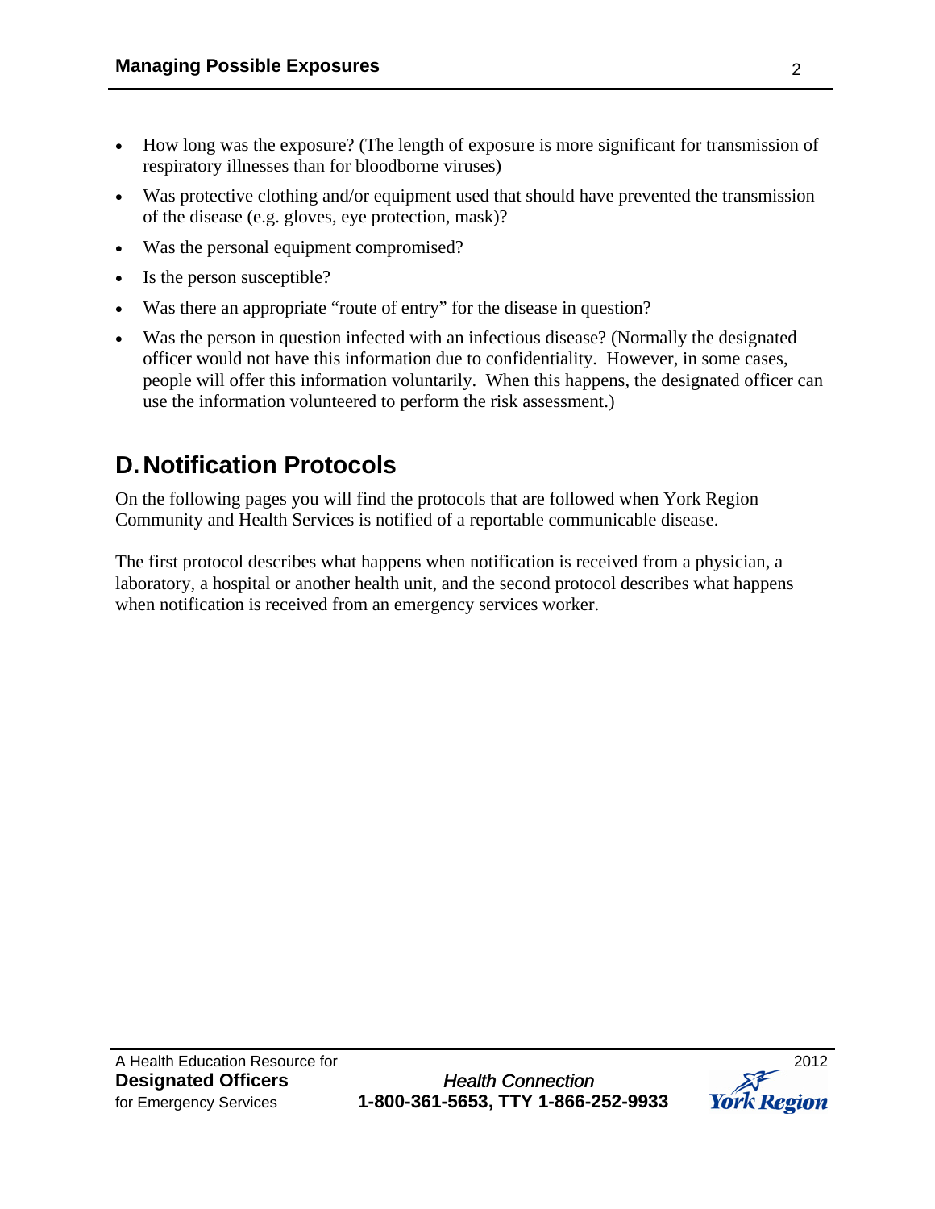- How long was the exposure? (The length of exposure is more significant for transmission of respiratory illnesses than for bloodborne viruses)
- Was protective clothing and/or equipment used that should have prevented the transmission of the disease (e.g. gloves, eye protection, mask)?
- Was the personal equipment compromised?
- Is the person susceptible?
- Was there an appropriate "route of entry" for the disease in question?
- Was the person in question infected with an infectious disease? (Normally the designated officer would not have this information due to confidentiality. However, in some cases, people will offer this information voluntarily. When this happens, the designated officer can use the information volunteered to perform the risk assessment.)

## D. Notification Protocols

On the following pages you will find the protocols that are followed when York Region Community and Health Services is notified of a reportable communicable disease.

The first protocol describes what happens when notification is received from a physician, a laboratory, a hospital or another health unit, and the second protocol describes what happens when notification is received from an emergency services worker.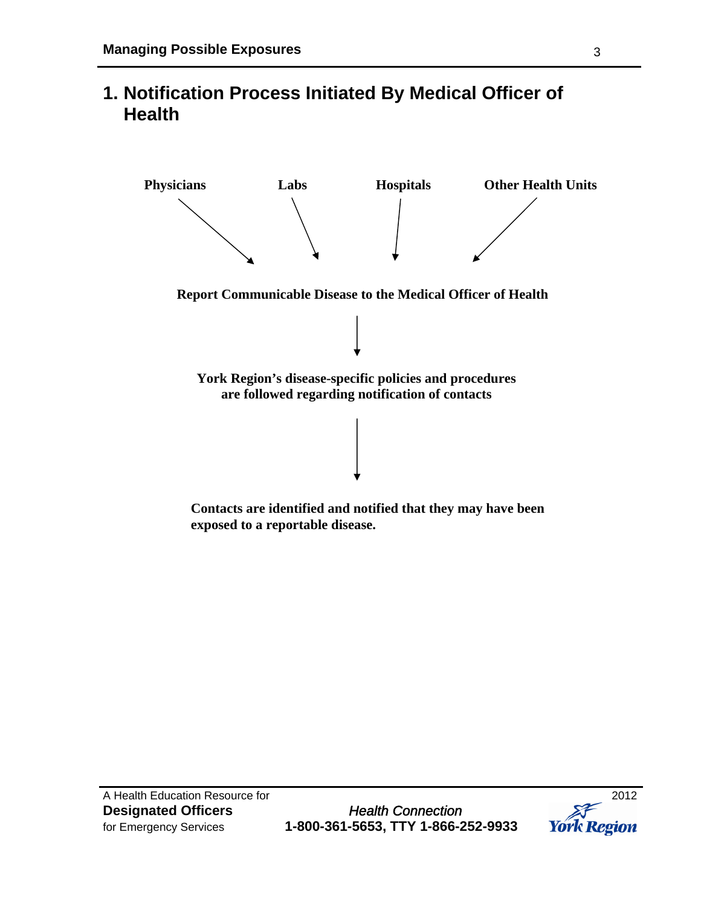# 1. Notification Process Initiated By Medical Officer of Health

**Physicians** **Labs** **Hospitals** **Other Health Units**

**Report Communicable Disease to the Medical Officer of Health**

**York Region's disease-specific policies and procedures are followed regarding notification of contacts**

**Contacts are identified and notified that they may have been exposed to a reportable disease.**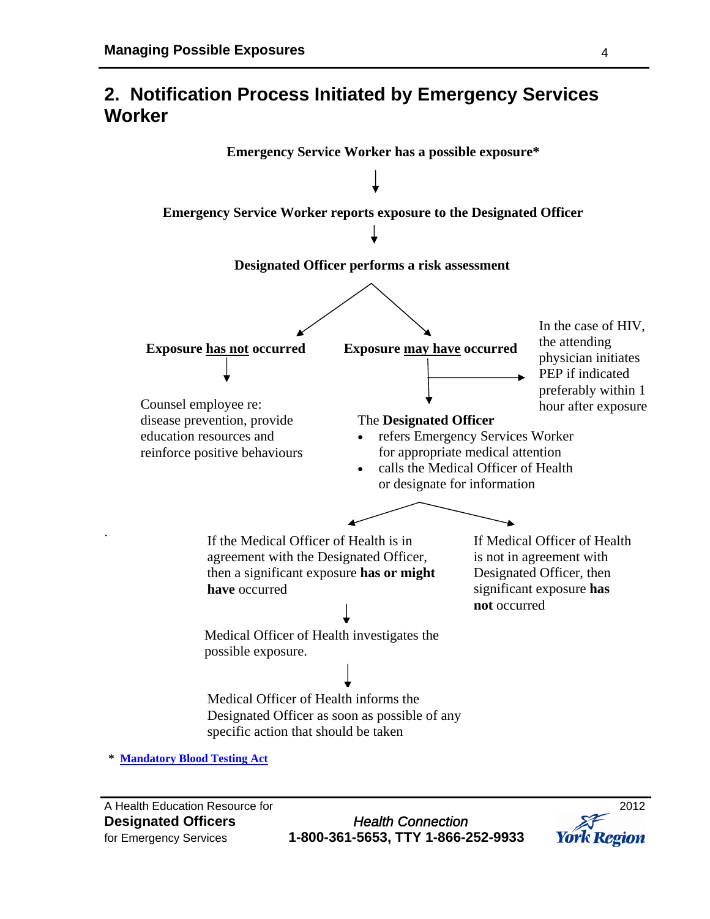## 2. Notification Process Initiated by Emergency Services Worker

**Emergency Service Worker has a possible exposure***

↓

**Emergency Service Worker reports exposure to the Designated Officer**

↓

**Designated Officer performs a risk assessment**

**Exposure has not occurred**

↓

Counsel employee re: disease prevention, provide education resources and reinforce positive behaviours

**Exposure may have occurred**

→ In the case of HIV, the attending physician initiates PEP if indicated preferably within 1 hour after exposure

↓

The **Designated Officer**

- refers Emergency Services Worker for appropriate medical attention
- calls the Medical Officer of Health or designate for information

If the Medical Officer of Health is in agreement with the Designated Officer, then a significant exposure **has or might have** occurred

↓

Medical Officer of Health investigates the possible exposure.

↓

Medical Officer of Health informs the Designated Officer as soon as possible of any specific action that should be taken

If Medical Officer of Health is not in agreement with Designated Officer, then significant exposure **has not** occurred

\* **Mandatory Blood Testing Act**

A Health Education Resource for **Designated Officers** for Emergency Services — 2012

*Health Connection* **1-800-361-5653, TTY 1-866-252-9933**

York Region